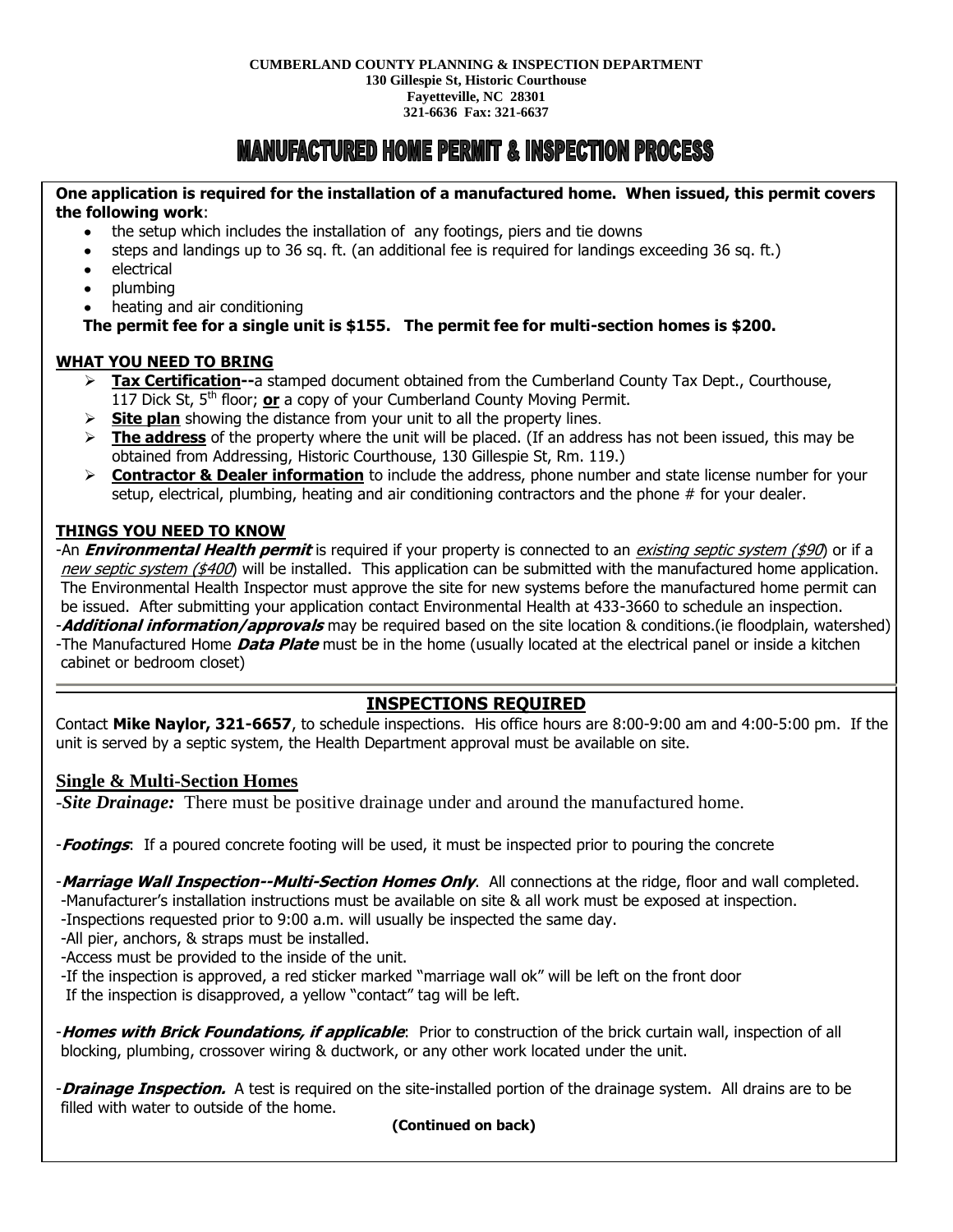**CUMBERLAND COUNTY PLANNING & INSPECTION DEPARTMENT**
**130 Gillespie St, Historic Courthouse**
**Fayetteville, NC 28301**
**321-6636 Fax: 321-6637**

# MANUFACTURED HOME PERMIT & INSPECTION PROCESS

**One application is required for the installation of a manufactured home. When issued, this permit covers the following work**:

- the setup which includes the installation of any footings, piers and tie downs
- steps and landings up to 36 sq. ft. (an additional fee is required for landings exceeding 36 sq. ft.)
- electrical
- plumbing
- heating and air conditioning

**The permit fee for a single unit is $155. The permit fee for multi-section homes is $200.**

## WHAT YOU NEED TO BRING

- **Tax Certification--**a stamped document obtained from the Cumberland County Tax Dept., Courthouse, 117 Dick St, 5th floor; **or** a copy of your Cumberland County Moving Permit.
- **Site plan** showing the distance from your unit to all the property lines.
- **The address** of the property where the unit will be placed. (If an address has not been issued, this may be obtained from Addressing, Historic Courthouse, 130 Gillespie St, Rm. 119.)
- **Contractor & Dealer information** to include the address, phone number and state license number for your setup, electrical, plumbing, heating and air conditioning contractors and the phone # for your dealer.

## THINGS YOU NEED TO KNOW

-An ***Environmental Health permit*** is required if your property is connected to an *existing septic system ($90*) or if a *new septic system ($400*) will be installed. This application can be submitted with the manufactured home application. The Environmental Health Inspector must approve the site for new systems before the manufactured home permit can be issued. After submitting your application contact Environmental Health at 433-3660 to schedule an inspection.
-***Additional information/approvals*** may be required based on the site location & conditions.(ie floodplain, watershed)
-The Manufactured Home ***Data Plate*** must be in the home (usually located at the electrical panel or inside a kitchen cabinet or bedroom closet)

## INSPECTIONS REQUIRED

Contact **Mike Naylor, 321-6657**, to schedule inspections. His office hours are 8:00-9:00 am and 4:00-5:00 pm. If the unit is served by a septic system, the Health Department approval must be available on site.

### Single & Multi-Section Homes

-***Site Drainage:*** There must be positive drainage under and around the manufactured home.

-***Footings***: If a poured concrete footing will be used, it must be inspected prior to pouring the concrete

-***Marriage Wall Inspection--Multi-Section Homes Only***. All connections at the ridge, floor and wall completed.
-Manufacturer's installation instructions must be available on site & all work must be exposed at inspection.
-Inspections requested prior to 9:00 a.m. will usually be inspected the same day.
-All pier, anchors, & straps must be installed.
-Access must be provided to the inside of the unit.
-If the inspection is approved, a red sticker marked "marriage wall ok" will be left on the front door
If the inspection is disapproved, a yellow "contact" tag will be left.

-***Homes with Brick Foundations, if applicable***: Prior to construction of the brick curtain wall, inspection of all blocking, plumbing, crossover wiring & ductwork, or any other work located under the unit.

-***Drainage Inspection.*** A test is required on the site-installed portion of the drainage system. All drains are to be filled with water to outside of the home.

**(Continued on back)**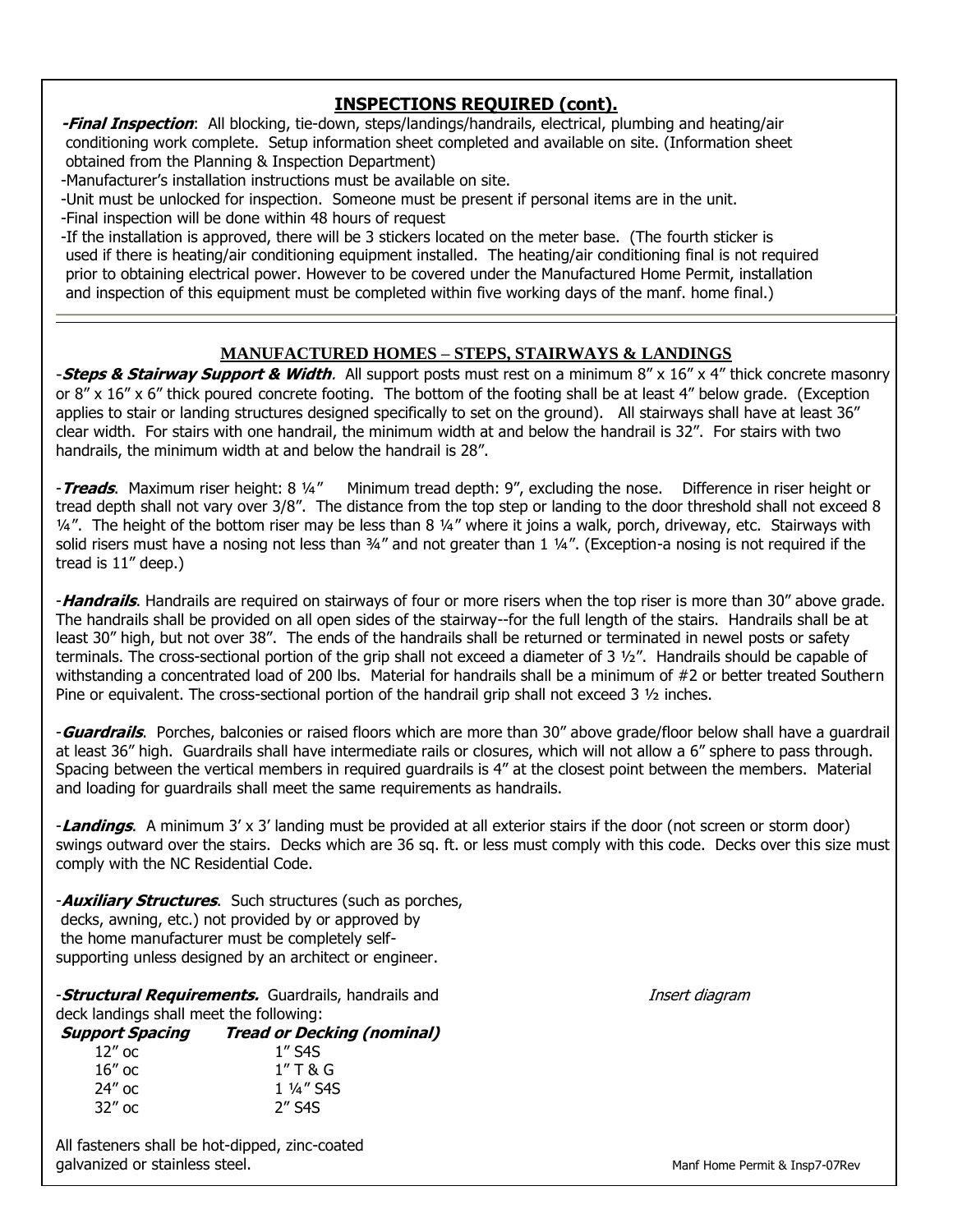## INSPECTIONS REQUIRED (cont).

***-Final Inspection***: All blocking, tie-down, steps/landings/handrails, electrical, plumbing and heating/air conditioning work complete. Setup information sheet completed and available on site. (Information sheet obtained from the Planning & Inspection Department)

-Manufacturer's installation instructions must be available on site.

-Unit must be unlocked for inspection. Someone must be present if personal items are in the unit.

-Final inspection will be done within 48 hours of request

-If the installation is approved, there will be 3 stickers located on the meter base. (The fourth sticker is used if there is heating/air conditioning equipment installed. The heating/air conditioning final is not required prior to obtaining electrical power. However to be covered under the Manufactured Home Permit, installation and inspection of this equipment must be completed within five working days of the manf. home final.)

## MANUFACTURED HOMES – STEPS, STAIRWAYS & LANDINGS

-***Steps & Stairway Support & Width***. All support posts must rest on a minimum 8" x 16" x 4" thick concrete masonry or 8" x 16" x 6" thick poured concrete footing. The bottom of the footing shall be at least 4" below grade. (Exception applies to stair or landing structures designed specifically to set on the ground). All stairways shall have at least 36" clear width. For stairs with one handrail, the minimum width at and below the handrail is 32". For stairs with two handrails, the minimum width at and below the handrail is 28".

-***Treads***. Maximum riser height: 8 ¼" Minimum tread depth: 9", excluding the nose. Difference in riser height or tread depth shall not vary over 3/8". The distance from the top step or landing to the door threshold shall not exceed 8 ¼". The height of the bottom riser may be less than 8 ¼" where it joins a walk, porch, driveway, etc. Stairways with solid risers must have a nosing not less than ¾" and not greater than 1 ¼". (Exception-a nosing is not required if the tread is 11" deep.)

-***Handrails***. Handrails are required on stairways of four or more risers when the top riser is more than 30" above grade. The handrails shall be provided on all open sides of the stairway--for the full length of the stairs. Handrails shall be at least 30" high, but not over 38". The ends of the handrails shall be returned or terminated in newel posts or safety terminals. The cross-sectional portion of the grip shall not exceed a diameter of 3 ½". Handrails should be capable of withstanding a concentrated load of 200 lbs. Material for handrails shall be a minimum of #2 or better treated Southern Pine or equivalent. The cross-sectional portion of the handrail grip shall not exceed 3 ½ inches.

-***Guardrails***. Porches, balconies or raised floors which are more than 30" above grade/floor below shall have a guardrail at least 36" high. Guardrails shall have intermediate rails or closures, which will not allow a 6" sphere to pass through. Spacing between the vertical members in required guardrails is 4" at the closest point between the members. Material and loading for guardrails shall meet the same requirements as handrails.

-***Landings***. A minimum 3' x 3' landing must be provided at all exterior stairs if the door (not screen or storm door) swings outward over the stairs. Decks which are 36 sq. ft. or less must comply with this code. Decks over this size must comply with the NC Residential Code.

-***Auxiliary Structures***. Such structures (such as porches, decks, awning, etc.) not provided by or approved by the home manufacturer must be completely self-supporting unless designed by an architect or engineer.

-***Structural Requirements.*** Guardrails, handrails and deck landings shall meet the following:

| *Support Spacing* | *Tread or Decking (nominal)* |
|---|---|
| 12" oc | 1" S4S |
| 16" oc | 1" T & G |
| 24" oc | 1 ¼" S4S |
| 32" oc | 2" S4S |

*Insert diagram*

All fasteners shall be hot-dipped, zinc-coated galvanized or stainless steel.

Manf Home Permit & Insp7-07Rev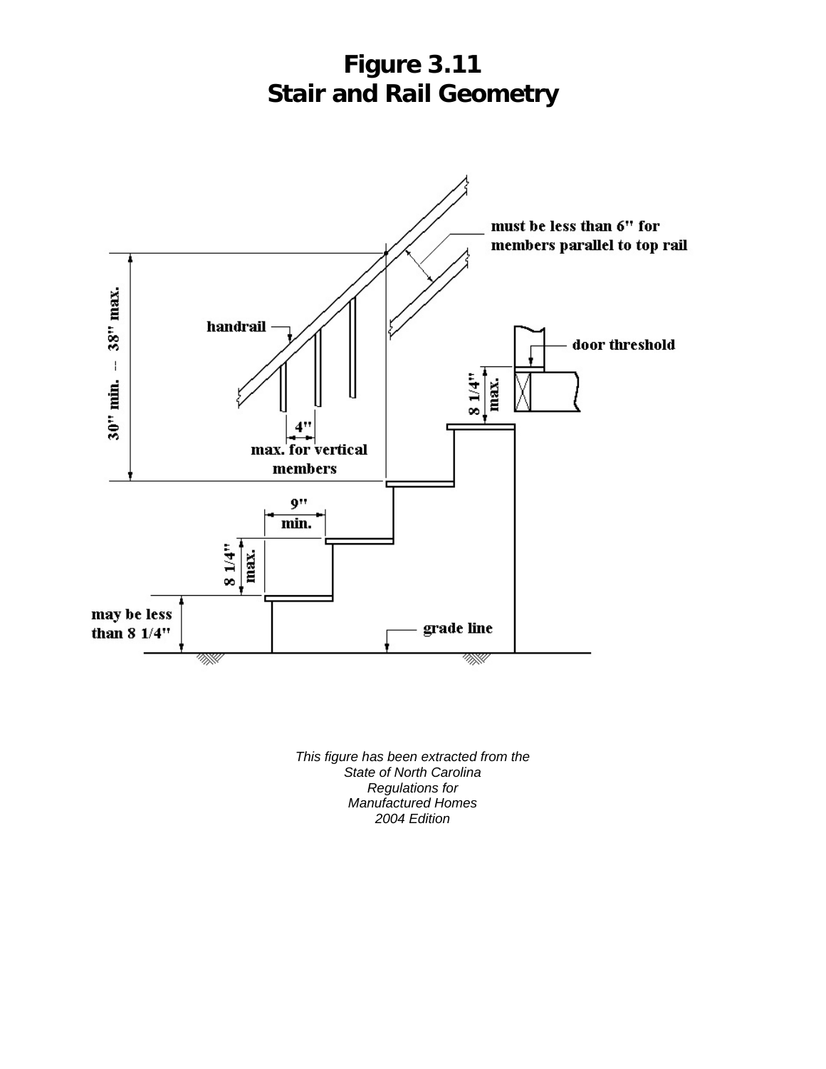# Figure 3.11
# Stair and Rail Geometry

must be less than 6" for members parallel to top rail

handrail

door threshold

30" min. -- 38" max.

8 1/4" max.

4" max. for vertical members

9" min.

8 1/4" max.

may be less than 8 1/4"

grade line

*This figure has been extracted from the State of North Carolina Regulations for Manufactured Homes 2004 Edition*